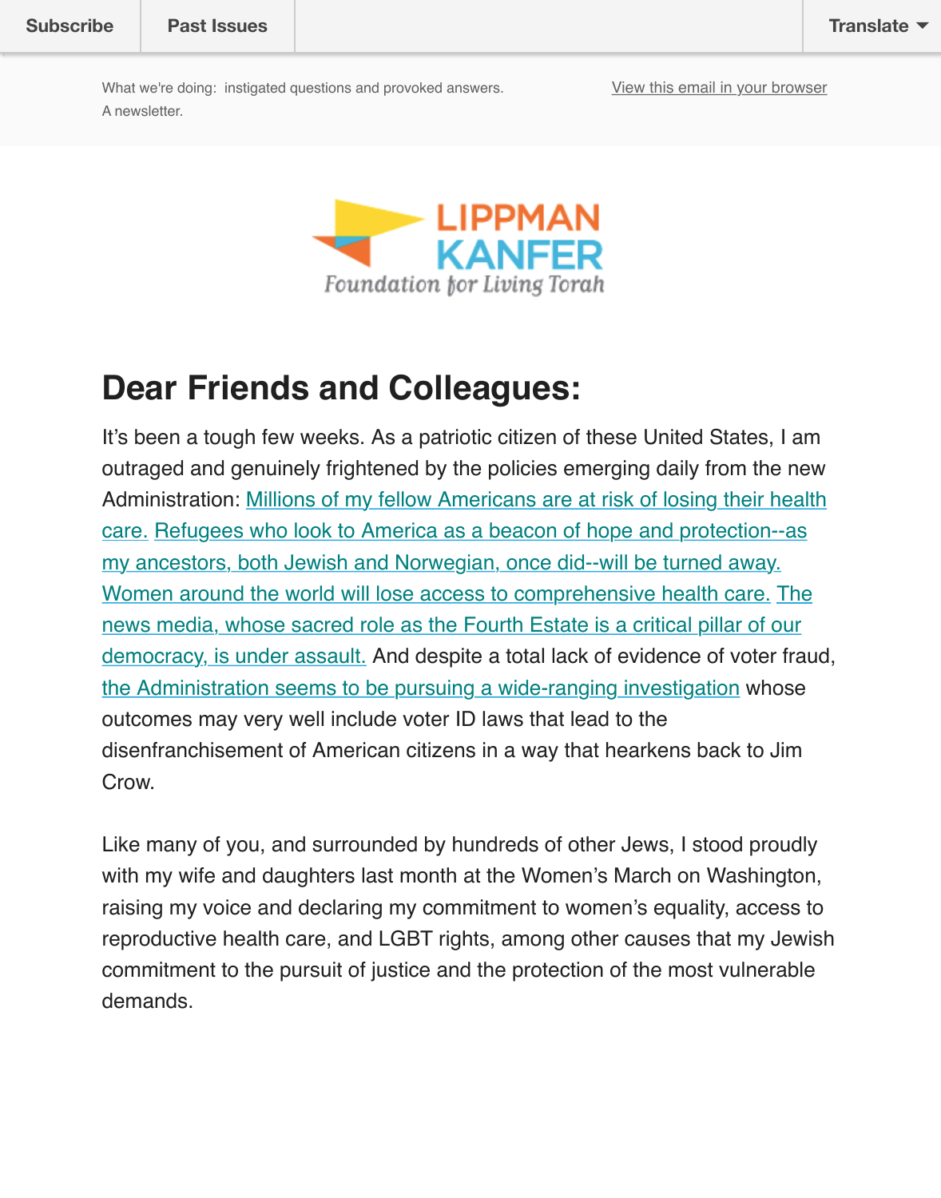Subscribe | Past Issues | Translate

What we're doing: instigated questions and provoked answers.
A newsletter.

View this email in your browser

LIPPMAN KANFER
Foundation for Living Torah

# Dear Friends and Colleagues:

It's been a tough few weeks. As a patriotic citizen of these United States, I am outraged and genuinely frightened by the policies emerging daily from the new Administration: Millions of my fellow Americans are at risk of losing their health care. Refugees who look to America as a beacon of hope and protection--as my ancestors, both Jewish and Norwegian, once did--will be turned away. Women around the world will lose access to comprehensive health care. The news media, whose sacred role as the Fourth Estate is a critical pillar of our democracy, is under assault. And despite a total lack of evidence of voter fraud, the Administration seems to be pursuing a wide-ranging investigation whose outcomes may very well include voter ID laws that lead to the disenfranchisement of American citizens in a way that hearkens back to Jim Crow.

Like many of you, and surrounded by hundreds of other Jews, I stood proudly with my wife and daughters last month at the Women's March on Washington, raising my voice and declaring my commitment to women's equality, access to reproductive health care, and LGBT rights, among other causes that my Jewish commitment to the pursuit of justice and the protection of the most vulnerable demands.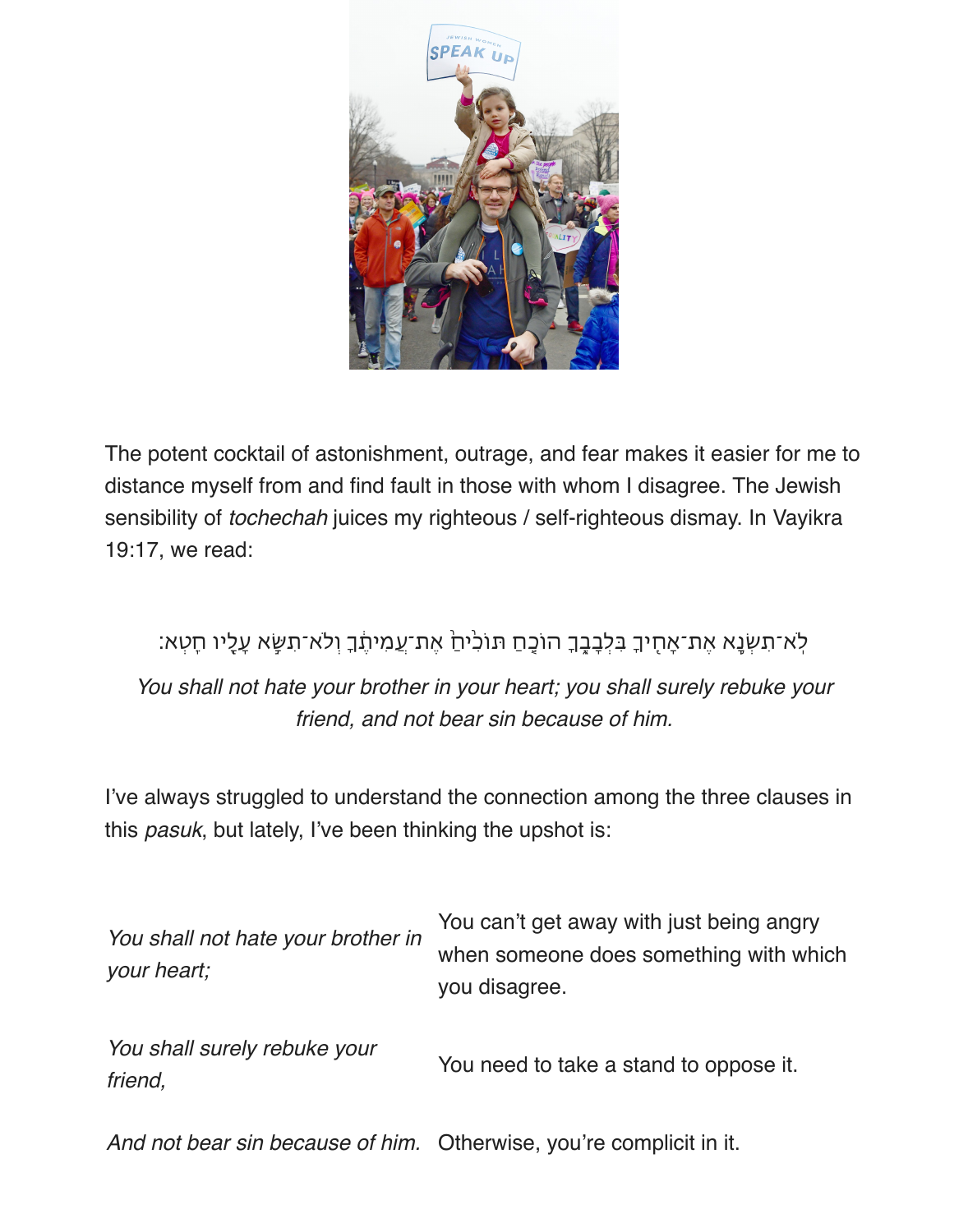The potent cocktail of astonishment, outrage, and fear makes it easier for me to distance myself from and find fault in those with whom I disagree. The Jewish sensibility of *tochechah* juices my righteous / self-righteous dismay. In Vayikra 19:17, we read:

לֹא־תִשְׂנָא אֶת־אָחִיךָ בִּלְבָבֶךָ הוֹכֵחַ תּוֹכִיחַ אֶת־עֲמִיתֶךָ וְלֹא־תִשָּׂא עָלָיו חֵטְא׃

*You shall not hate your brother in your heart; you shall surely rebuke your friend, and not bear sin because of him.*

I've always struggled to understand the connection among the three clauses in this *pasuk*, but lately, I've been thinking the upshot is:

| | |
|---|---|
| *You shall not hate your brother in your heart;* | You can't get away with just being angry when someone does something with which you disagree. |
| *You shall surely rebuke your friend,* | You need to take a stand to oppose it. |
| *And not bear sin because of him.* | Otherwise, you're complicit in it. |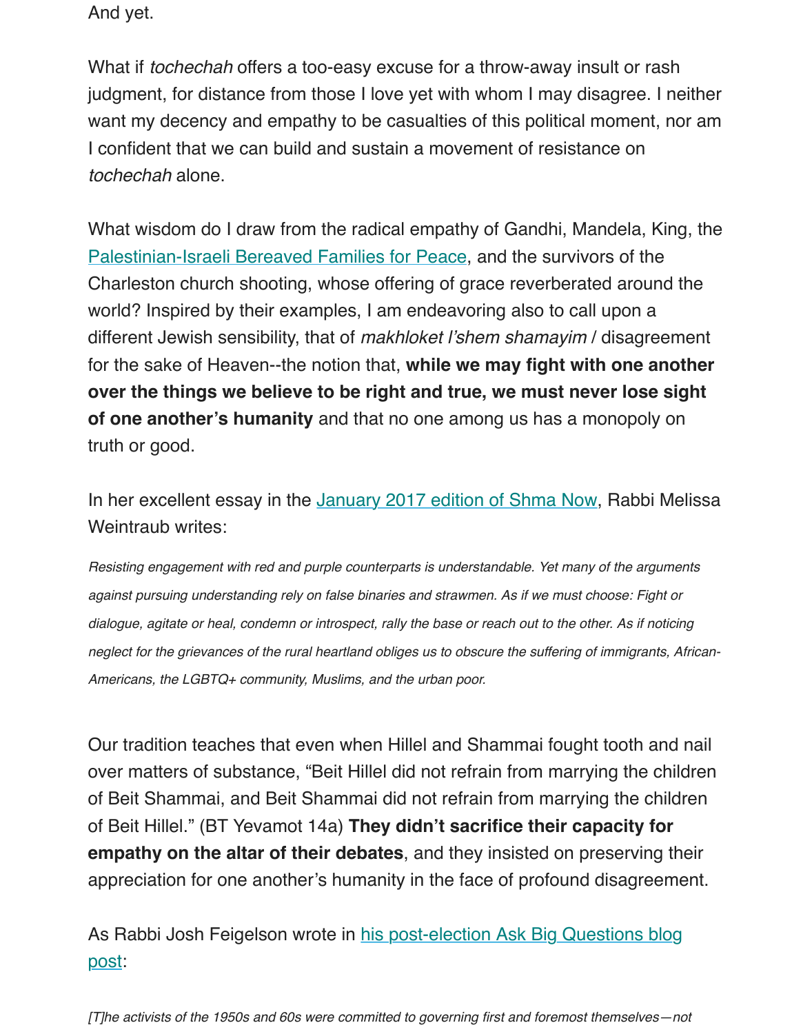And yet.

What if *tochechah* offers a too-easy excuse for a throw-away insult or rash judgment, for distance from those I love yet with whom I may disagree. I neither want my decency and empathy to be casualties of this political moment, nor am I confident that we can build and sustain a movement of resistance on *tochechah* alone.

What wisdom do I draw from the radical empathy of Gandhi, Mandela, King, the Palestinian-Israeli Bereaved Families for Peace, and the survivors of the Charleston church shooting, whose offering of grace reverberated around the world? Inspired by their examples, I am endeavoring also to call upon a different Jewish sensibility, that of *makhloket l'shem shamayim* / disagreement for the sake of Heaven--the notion that, **while we may fight with one another over the things we believe to be right and true, we must never lose sight of one another's humanity** and that no one among us has a monopoly on truth or good.

In her excellent essay in the January 2017 edition of Shma Now, Rabbi Melissa Weintraub writes:

> *Resisting engagement with red and purple counterparts is understandable. Yet many of the arguments against pursuing understanding rely on false binaries and strawmen. As if we must choose: Fight or dialogue, agitate or heal, condemn or introspect, rally the base or reach out to the other. As if noticing neglect for the grievances of the rural heartland obliges us to obscure the suffering of immigrants, African-Americans, the LGBTQ+ community, Muslims, and the urban poor.*

Our tradition teaches that even when Hillel and Shammai fought tooth and nail over matters of substance, "Beit Hillel did not refrain from marrying the children of Beit Shammai, and Beit Shammai did not refrain from marrying the children of Beit Hillel." (BT Yevamot 14a) **They didn't sacrifice their capacity for empathy on the altar of their debates**, and they insisted on preserving their appreciation for one another's humanity in the face of profound disagreement.

As Rabbi Josh Feigelson wrote in his post-election Ask Big Questions blog post:

> *[T]he activists of the 1950s and 60s were committed to governing first and foremost themselves—not*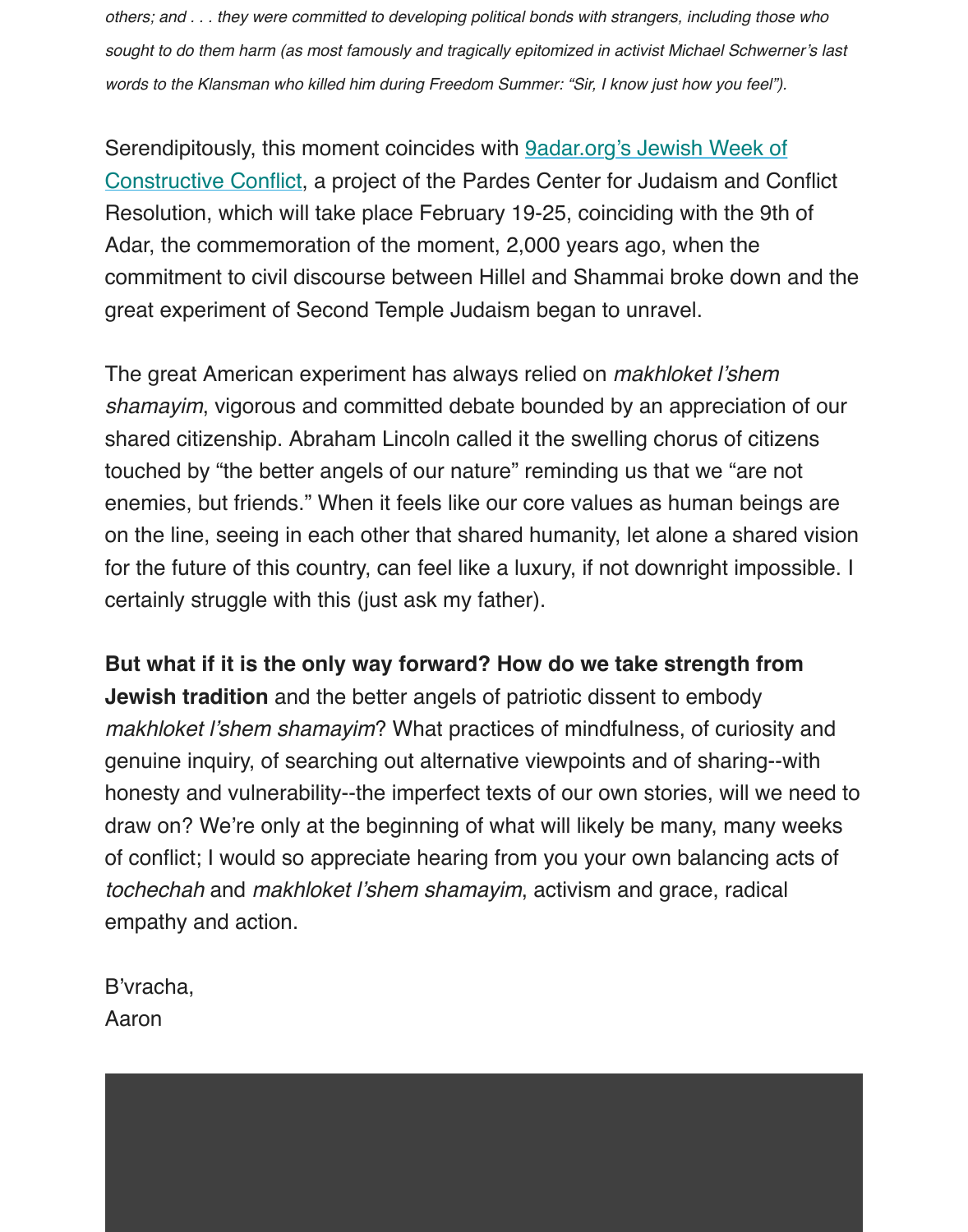*others; and . . . they were committed to developing political bonds with strangers, including those who sought to do them harm (as most famously and tragically epitomized in activist Michael Schwerner's last words to the Klansman who killed him during Freedom Summer: "Sir, I know just how you feel").*

Serendipitously, this moment coincides with [9adar.org's Jewish Week of Constructive Conflict](), a project of the Pardes Center for Judaism and Conflict Resolution, which will take place February 19-25, coinciding with the 9th of Adar, the commemoration of the moment, 2,000 years ago, when the commitment to civil discourse between Hillel and Shammai broke down and the great experiment of Second Temple Judaism began to unravel.

The great American experiment has always relied on *makhloket l'shem shamayim*, vigorous and committed debate bounded by an appreciation of our shared citizenship. Abraham Lincoln called it the swelling chorus of citizens touched by "the better angels of our nature" reminding us that we "are not enemies, but friends." When it feels like our core values as human beings are on the line, seeing in each other that shared humanity, let alone a shared vision for the future of this country, can feel like a luxury, if not downright impossible. I certainly struggle with this (just ask my father).

**But what if it is the only way forward? How do we take strength from Jewish tradition** and the better angels of patriotic dissent to embody *makhloket l'shem shamayim*? What practices of mindfulness, of curiosity and genuine inquiry, of searching out alternative viewpoints and of sharing--with honesty and vulnerability--the imperfect texts of our own stories, will we need to draw on? We're only at the beginning of what will likely be many, many weeks of conflict; I would so appreciate hearing from you your own balancing acts of *tochechah* and *makhloket l'shem shamayim*, activism and grace, radical empathy and action.

B'vracha,
Aaron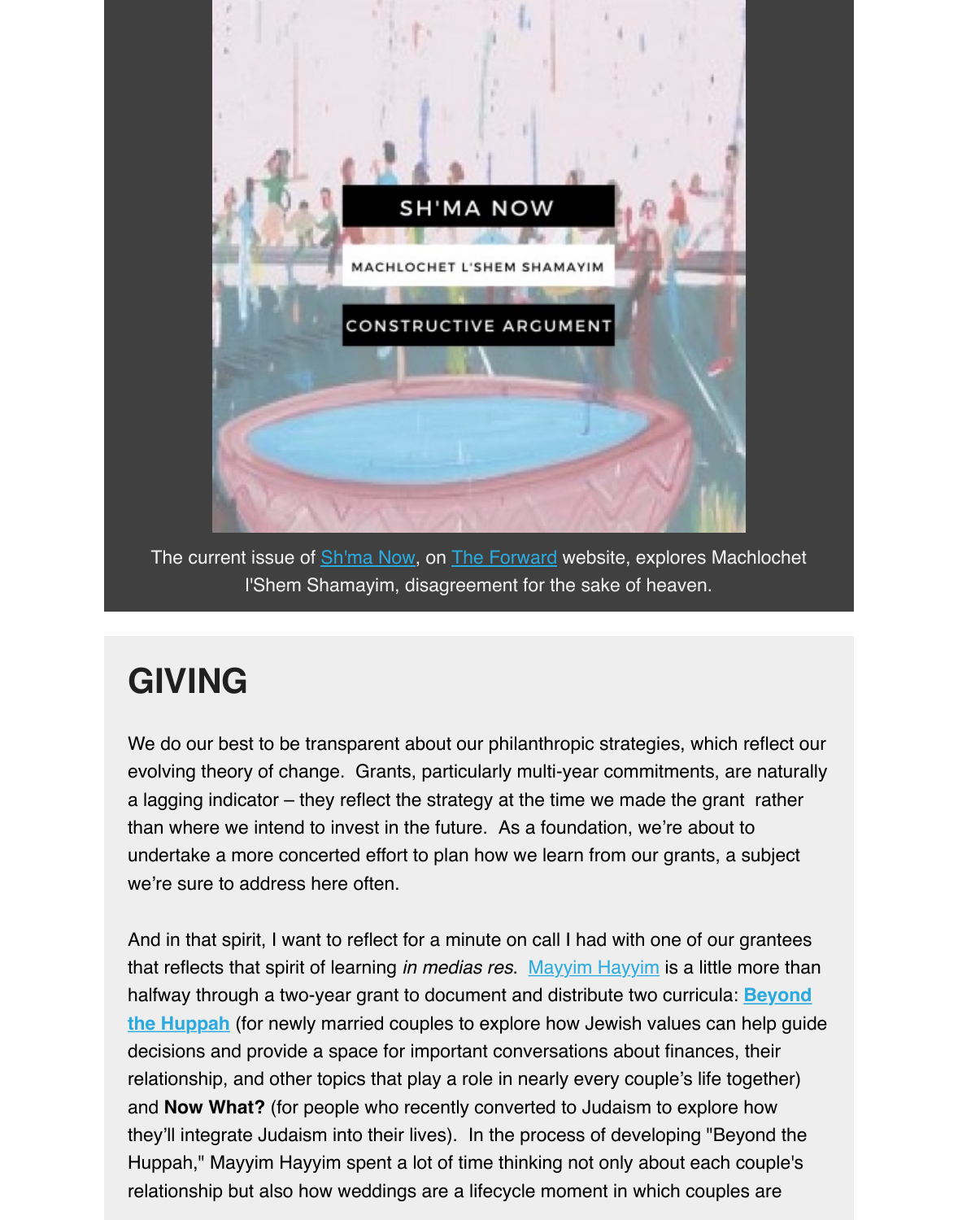The current issue of Sh'ma Now, on The Forward website, explores Machlochet l'Shem Shamayim, disagreement for the sake of heaven.

## GIVING

We do our best to be transparent about our philanthropic strategies, which reflect our evolving theory of change. Grants, particularly multi-year commitments, are naturally a lagging indicator – they reflect the strategy at the time we made the grant rather than where we intend to invest in the future. As a foundation, we're about to undertake a more concerted effort to plan how we learn from our grants, a subject we're sure to address here often.

And in that spirit, I want to reflect for a minute on call I had with one of our grantees that reflects that spirit of learning *in medias res*. Mayyim Hayyim is a little more than halfway through a two-year grant to document and distribute two curricula: **Beyond the Huppah** (for newly married couples to explore how Jewish values can help guide decisions and provide a space for important conversations about finances, their relationship, and other topics that play a role in nearly every couple's life together) and **Now What?** (for people who recently converted to Judaism to explore how they'll integrate Judaism into their lives). In the process of developing "Beyond the Huppah," Mayyim Hayyim spent a lot of time thinking not only about each couple's relationship but also how weddings are a lifecycle moment in which couples are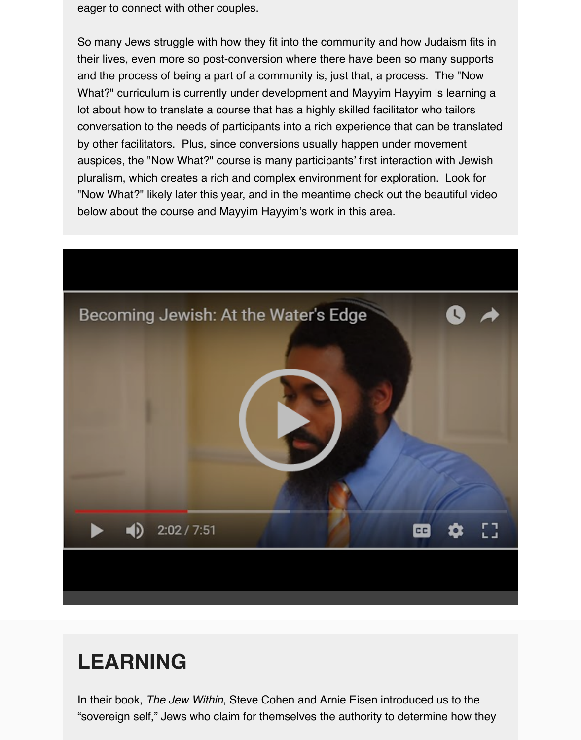eager to connect with other couples.

So many Jews struggle with how they fit into the community and how Judaism fits in their lives, even more so post-conversion where there have been so many supports and the process of being a part of a community is, just that, a process.  The "Now What?" curriculum is currently under development and Mayyim Hayyim is learning a lot about how to translate a course that has a highly skilled facilitator who tailors conversation to the needs of participants into a rich experience that can be translated by other facilitators.  Plus, since conversions usually happen under movement auspices, the "Now What?" course is many participants' first interaction with Jewish pluralism, which creates a rich and complex environment for exploration.  Look for "Now What?" likely later this year, and in the meantime check out the beautiful video below about the course and Mayyim Hayyim's work in this area.

Becoming Jewish: At the Water's Edge

2:02 / 7:51

## LEARNING

In their book, *The Jew Within*, Steve Cohen and Arnie Eisen introduced us to the "sovereign self," Jews who claim for themselves the authority to determine how they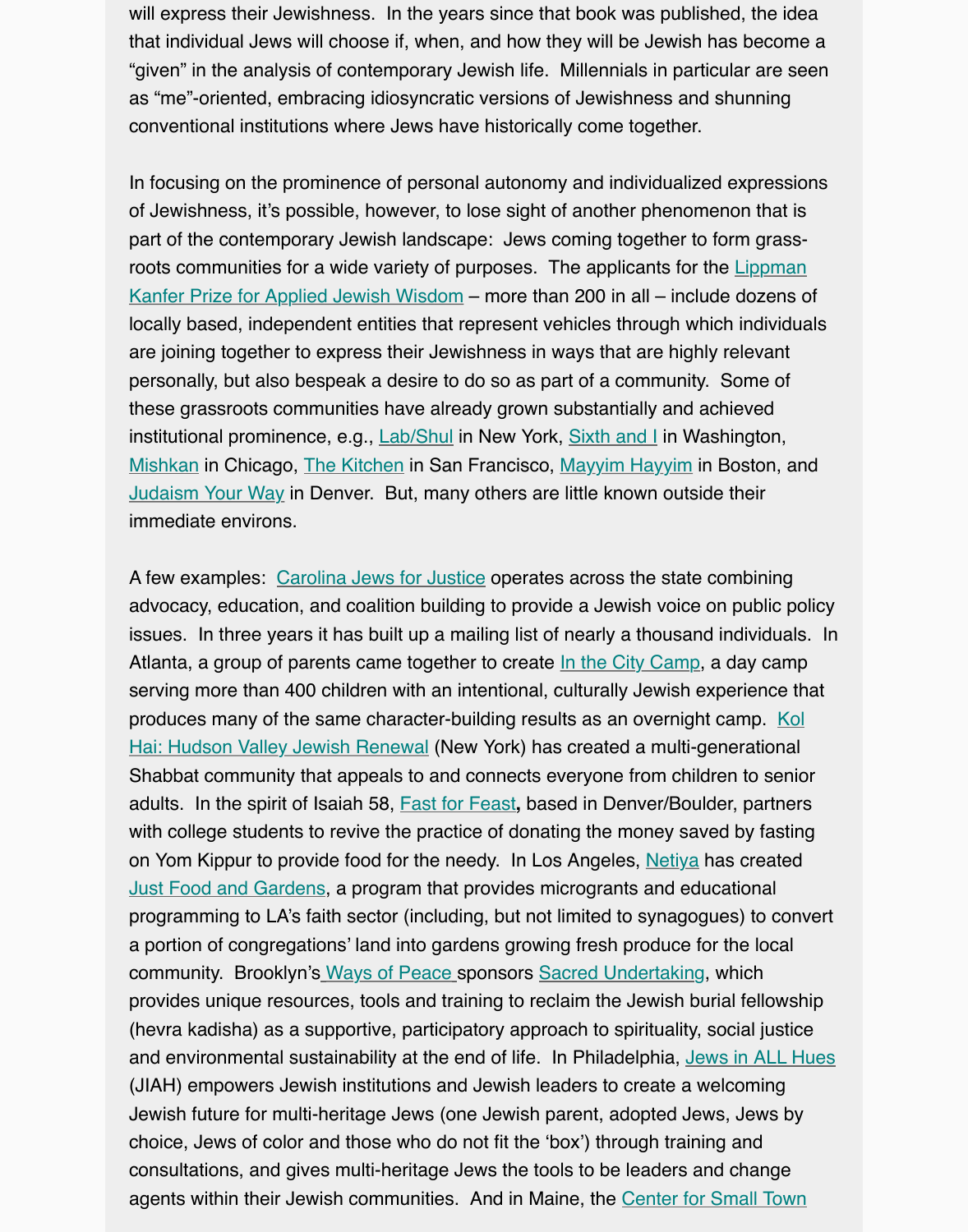will express their Jewishness. In the years since that book was published, the idea that individual Jews will choose if, when, and how they will be Jewish has become a "given" in the analysis of contemporary Jewish life. Millennials in particular are seen as "me"-oriented, embracing idiosyncratic versions of Jewishness and shunning conventional institutions where Jews have historically come together.

In focusing on the prominence of personal autonomy and individualized expressions of Jewishness, it's possible, however, to lose sight of another phenomenon that is part of the contemporary Jewish landscape: Jews coming together to form grass-roots communities for a wide variety of purposes. The applicants for the Lippman Kanfer Prize for Applied Jewish Wisdom – more than 200 in all – include dozens of locally based, independent entities that represent vehicles through which individuals are joining together to express their Jewishness in ways that are highly relevant personally, but also bespeak a desire to do so as part of a community. Some of these grassroots communities have already grown substantially and achieved institutional prominence, e.g., Lab/Shul in New York, Sixth and I in Washington, Mishkan in Chicago, The Kitchen in San Francisco, Mayyim Hayyim in Boston, and Judaism Your Way in Denver. But, many others are little known outside their immediate environs.

A few examples: Carolina Jews for Justice operates across the state combining advocacy, education, and coalition building to provide a Jewish voice on public policy issues. In three years it has built up a mailing list of nearly a thousand individuals. In Atlanta, a group of parents came together to create In the City Camp, a day camp serving more than 400 children with an intentional, culturally Jewish experience that produces many of the same character-building results as an overnight camp. Kol Hai: Hudson Valley Jewish Renewal (New York) has created a multi-generational Shabbat community that appeals to and connects everyone from children to senior adults. In the spirit of Isaiah 58, Fast for Feast, based in Denver/Boulder, partners with college students to revive the practice of donating the money saved by fasting on Yom Kippur to provide food for the needy. In Los Angeles, Netiya has created Just Food and Gardens, a program that provides micrograants and educational programming to LA's faith sector (including, but not limited to synagogues) to convert a portion of congregations' land into gardens growing fresh produce for the local community. Brooklyn's Ways of Peace sponsors Sacred Undertaking, which provides unique resources, tools and training to reclaim the Jewish burial fellowship (hevra kadisha) as a supportive, participatory approach to spirituality, social justice and environmental sustainability at the end of life. In Philadelphia, Jews in ALL Hues (JIAH) empowers Jewish institutions and Jewish leaders to create a welcoming Jewish future for multi-heritage Jews (one Jewish parent, adopted Jews, Jews by choice, Jews of color and those who do not fit the 'box') through training and consultations, and gives multi-heritage Jews the tools to be leaders and change agents within their Jewish communities. And in Maine, the Center for Small Town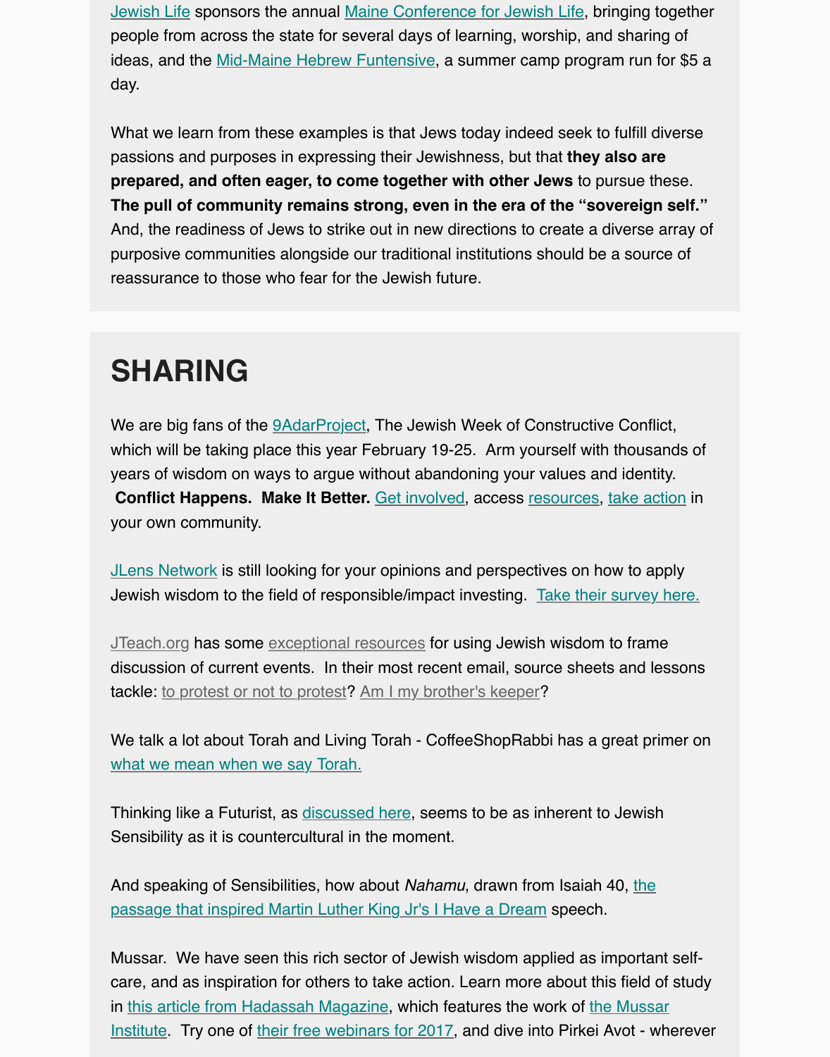Jewish Life sponsors the annual Maine Conference for Jewish Life, bringing together people from across the state for several days of learning, worship, and sharing of ideas, and the Mid-Maine Hebrew Funtensive, a summer camp program run for $5 a day.

What we learn from these examples is that Jews today indeed seek to fulfill diverse passions and purposes in expressing their Jewishness, but that **they also are prepared, and often eager, to come together with other Jews** to pursue these. **The pull of community remains strong, even in the era of the "sovereign self."** And, the readiness of Jews to strike out in new directions to create a diverse array of purposive communities alongside our traditional institutions should be a source of reassurance to those who fear for the Jewish future.

# SHARING

We are big fans of the 9AdarProject, The Jewish Week of Constructive Conflict, which will be taking place this year February 19-25. Arm yourself with thousands of years of wisdom on ways to argue without abandoning your values and identity. **Conflict Happens. Make It Better.** Get involved, access resources, take action in your own community.

JLens Network is still looking for your opinions and perspectives on how to apply Jewish wisdom to the field of responsible/impact investing. Take their survey here.

JTeach.org has some exceptional resources for using Jewish wisdom to frame discussion of current events. In their most recent email, source sheets and lessons tackle: to protest or not to protest? Am I my brother's keeper?

We talk a lot about Torah and Living Torah - CoffeeShopRabbi has a great primer on what we mean when we say Torah.

Thinking like a Futurist, as discussed here, seems to be as inherent to Jewish Sensibility as it is countercultural in the moment.

And speaking of Sensibilities, how about *Nahamu*, drawn from Isaiah 40, the passage that inspired Martin Luther King Jr's I Have a Dream speech.

Mussar. We have seen this rich sector of Jewish wisdom applied as important self-care, and as inspiration for others to take action. Learn more about this field of study in this article from Hadassah Magazine, which features the work of the Mussar Institute. Try one of their free webinars for 2017, and dive into Pirkei Avot - wherever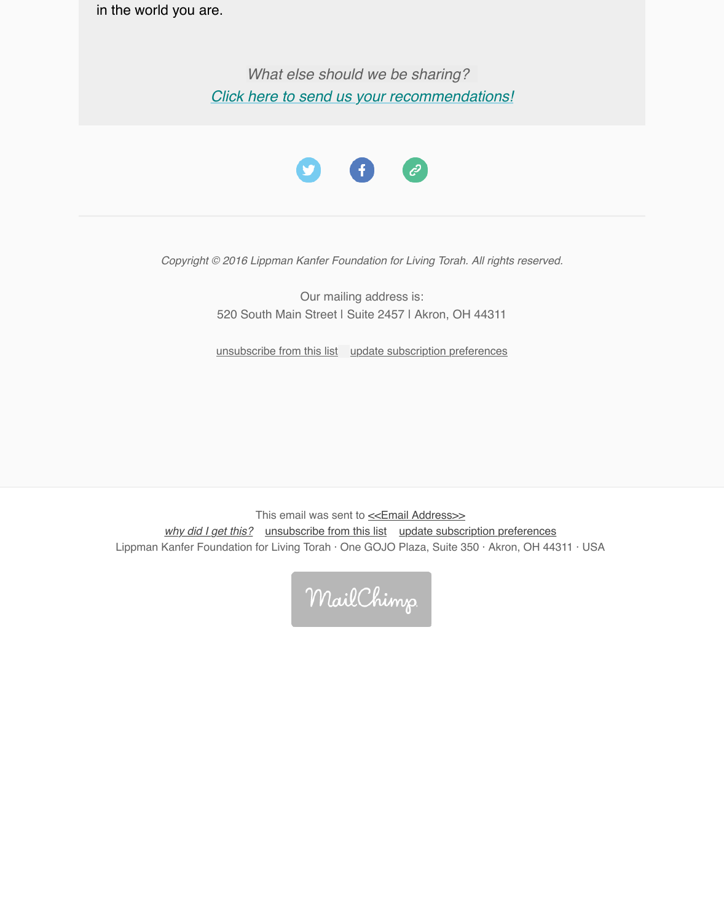in the world you are.

*What else should we be sharing?*

*Click here to send us your recommendations!*

*Copyright © 2016 Lippman Kanfer Foundation for Living Torah. All rights reserved.*

Our mailing address is:
520 South Main Street I Suite 2457 I Akron, OH 44311

unsubscribe from this list   update subscription preferences

This email was sent to <<Email Address>>

*why did I get this?*   unsubscribe from this list   update subscription preferences

Lippman Kanfer Foundation for Living Torah · One GOJO Plaza, Suite 350 · Akron, OH 44311 · USA

MailChimp